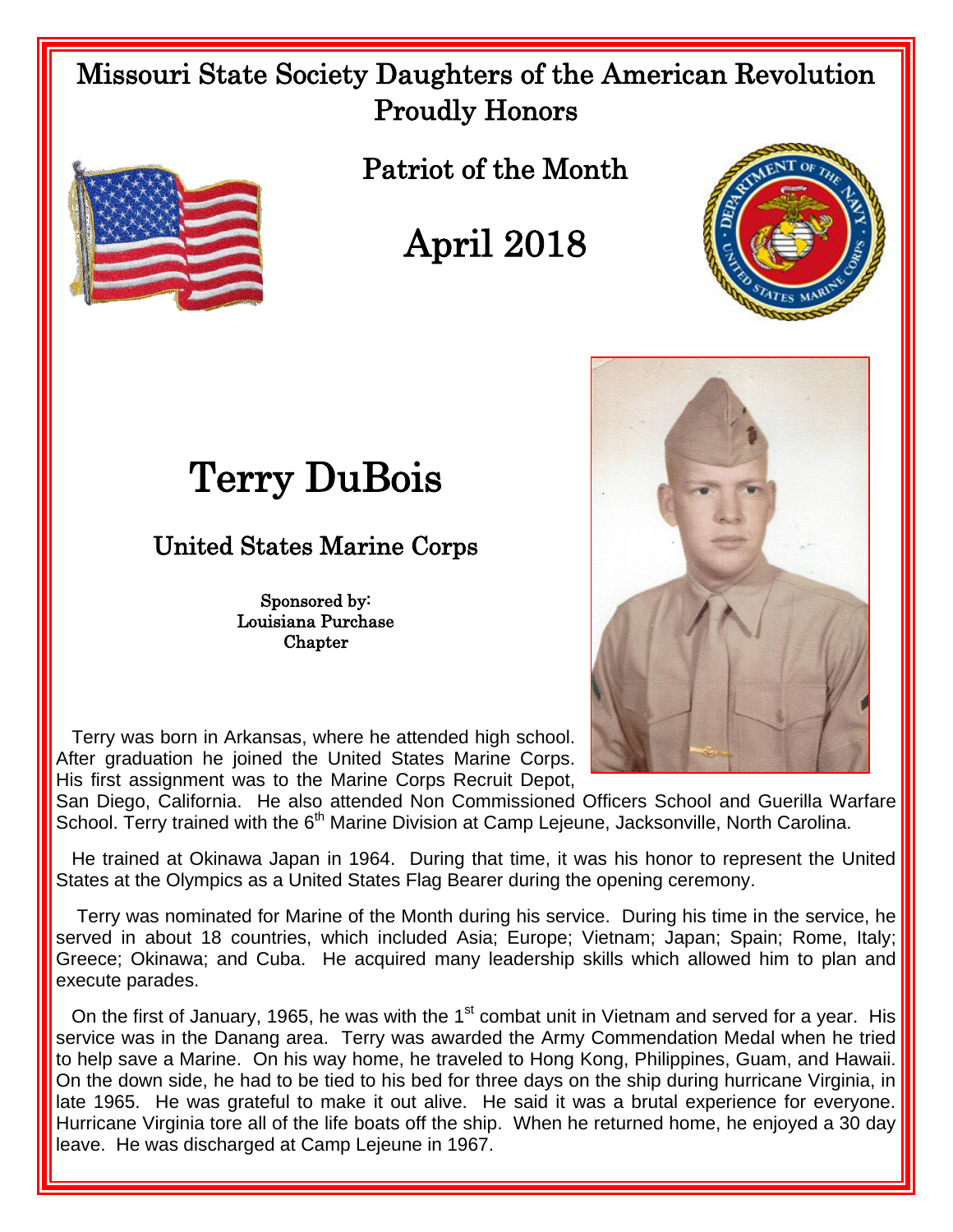Missouri State Society Daughters of the American Revolution
Proudly Honors

Patriot of the Month

April 2018

# Terry DuBois

## United States Marine Corps

Sponsored by:
Louisiana Purchase
Chapter

Terry was born in Arkansas, where he attended high school. After graduation he joined the United States Marine Corps. His first assignment was to the Marine Corps Recruit Depot, San Diego, California. He also attended Non Commissioned Officers School and Guerilla Warfare School. Terry trained with the 6th Marine Division at Camp Lejeune, Jacksonville, North Carolina.

He trained at Okinawa Japan in 1964. During that time, it was his honor to represent the United States at the Olympics as a United States Flag Bearer during the opening ceremony.

Terry was nominated for Marine of the Month during his service. During his time in the service, he served in about 18 countries, which included Asia; Europe; Vietnam; Japan; Spain; Rome, Italy; Greece; Okinawa; and Cuba. He acquired many leadership skills which allowed him to plan and execute parades.

On the first of January, 1965, he was with the 1st combat unit in Vietnam and served for a year. His service was in the Danang area. Terry was awarded the Army Commendation Medal when he tried to help save a Marine. On his way home, he traveled to Hong Kong, Philippines, Guam, and Hawaii. On the down side, he had to be tied to his bed for three days on the ship during hurricane Virginia, in late 1965. He was grateful to make it out alive. He said it was a brutal experience for everyone. Hurricane Virginia tore all of the life boats off the ship. When he returned home, he enjoyed a 30 day leave. He was discharged at Camp Lejeune in 1967.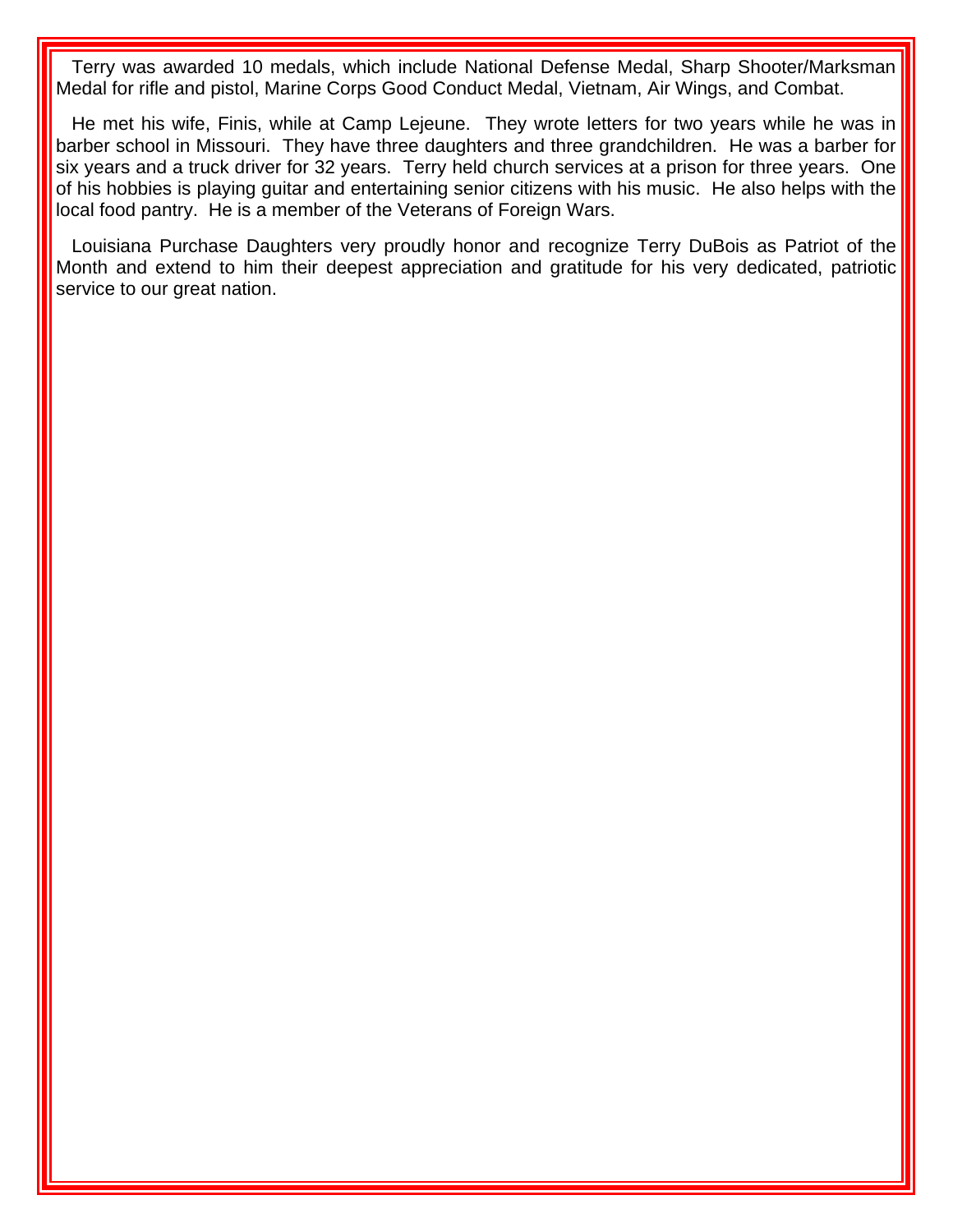Terry was awarded 10 medals, which include National Defense Medal, Sharp Shooter/Marksman Medal for rifle and pistol, Marine Corps Good Conduct Medal, Vietnam, Air Wings, and Combat.

He met his wife, Finis, while at Camp Lejeune. They wrote letters for two years while he was in barber school in Missouri. They have three daughters and three grandchildren. He was a barber for six years and a truck driver for 32 years. Terry held church services at a prison for three years. One of his hobbies is playing guitar and entertaining senior citizens with his music. He also helps with the local food pantry. He is a member of the Veterans of Foreign Wars.

Louisiana Purchase Daughters very proudly honor and recognize Terry DuBois as Patriot of the Month and extend to him their deepest appreciation and gratitude for his very dedicated, patriotic service to our great nation.